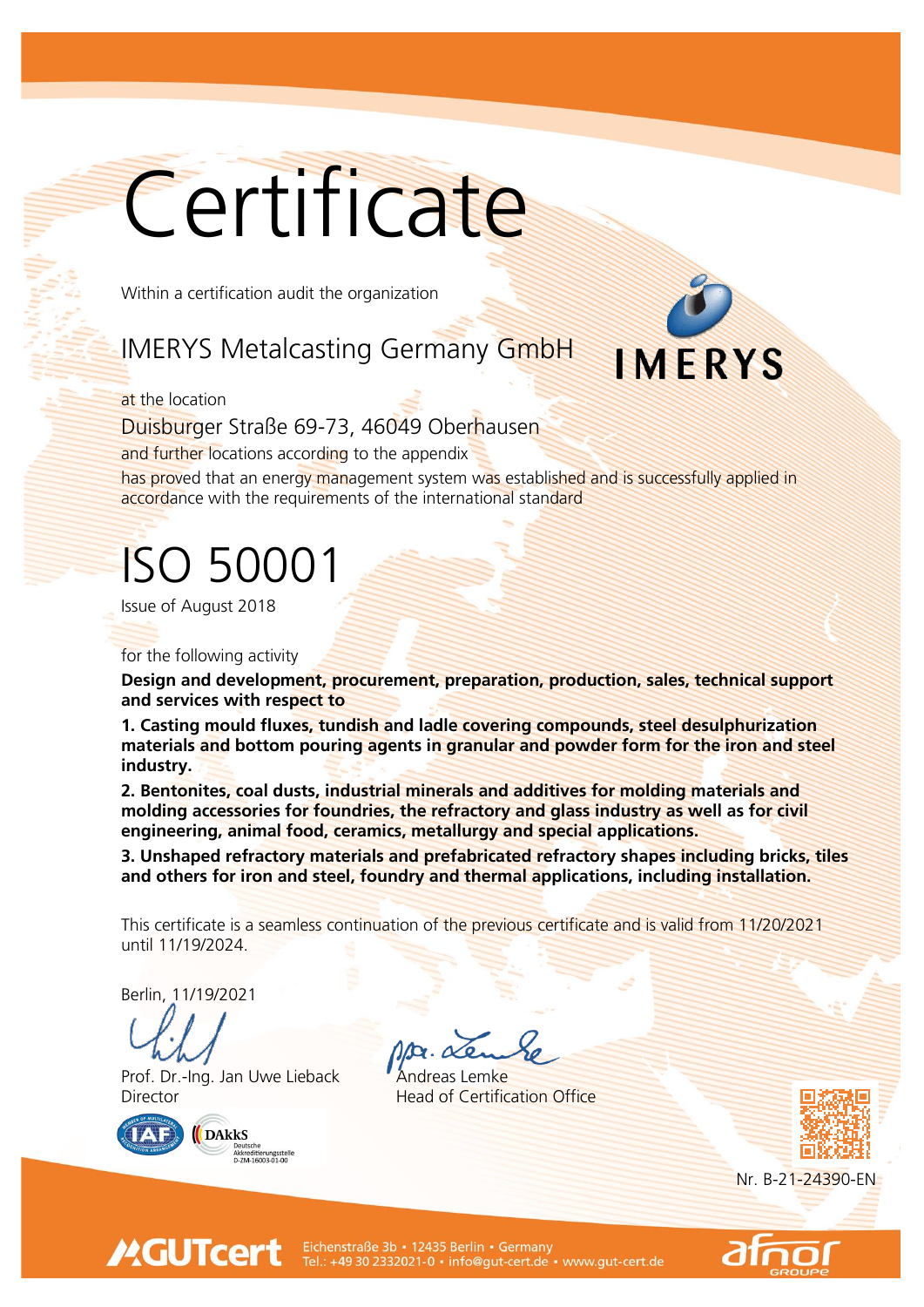# Certificate

Within a certification audit the organization

## IMERYS Metalcasting Germany GmbH

IMERYS

at the location

Duisburger Straße 69-73, 46049 Oberhausen

and further locations according to the appendix

has proved that an energy management system was established and is successfully applied in accordance with the requirements of the international standard

# ISO 50001

Issue of August 2018

for the following activity

**Design and development, procurement, preparation, production, sales, technical support and services with respect to**

**1. Casting mould fluxes, tundish and ladle covering compounds, steel desulphurization materials and bottom pouring agents in granular and powder form for the iron and steel industry.**

**2. Bentonites, coal dusts, industrial minerals and additives for molding materials and molding accessories for foundries, the refractory and glass industry as well as for civil engineering, animal food, ceramics, metallurgy and special applications.**

**3. Unshaped refractory materials and prefabricated refractory shapes including bricks, tiles and others for iron and steel, foundry and thermal applications, including installation.**

This certificate is a seamless continuation of the previous certificate and is valid from 11/20/2021 until 11/19/2024.

Berlin, 11/19/2021

Prof. Dr.-Ing. Jan Uwe Lieback
Director

ppa. Andreas Lemke
Head of Certification Office

DAkkS Deutsche Akkreditierungsstelle D-ZM-16003-01-00

Nr. B-21-24390-EN

GUTcert Eichenstraße 3b • 12435 Berlin • Germany
Tel.: +49 30 2332021-0 • info@gut-cert.de • www.gut-cert.de

afnor GROUPE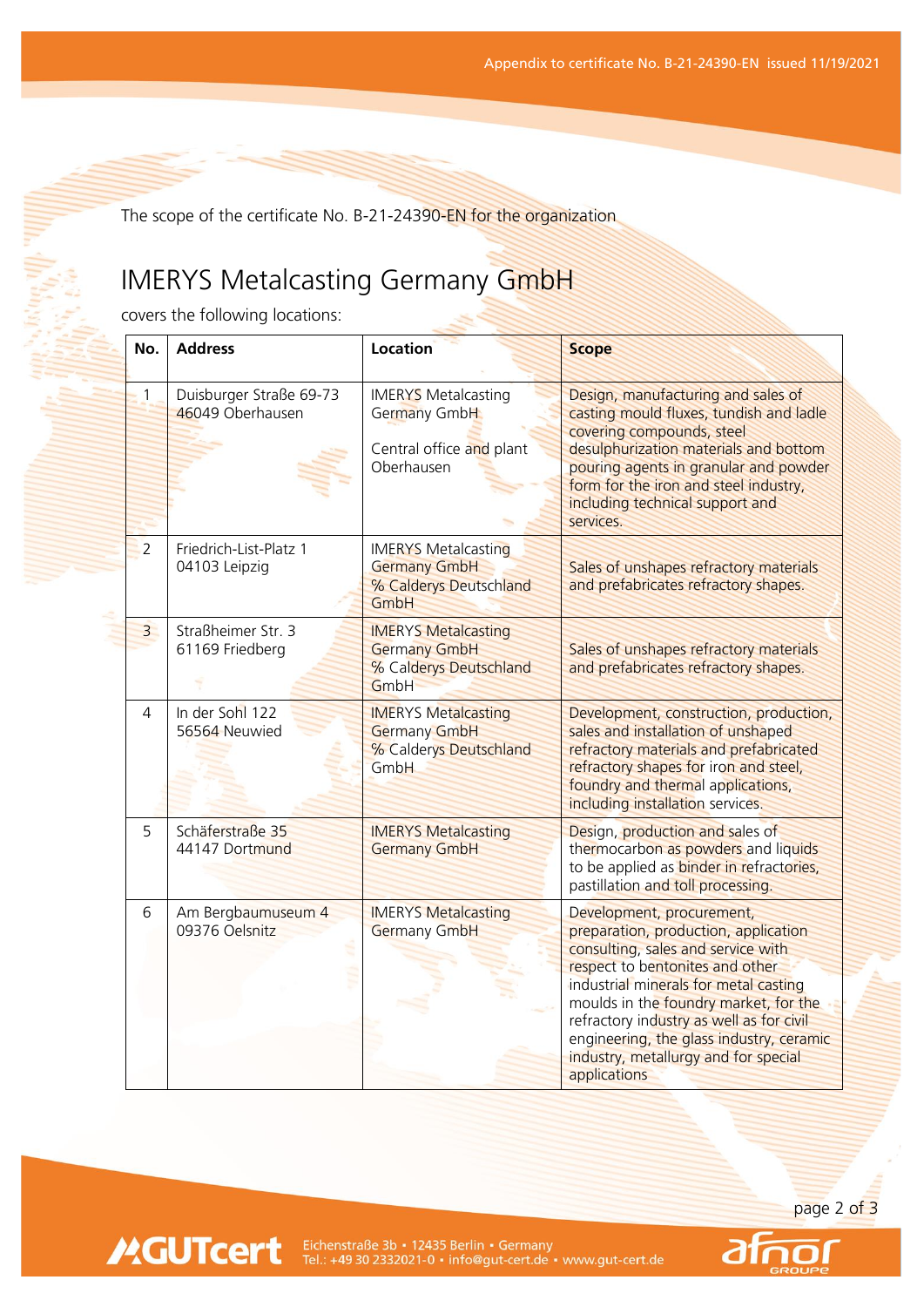The scope of the certificate No. B-21-24390-EN for the organization

# IMERYS Metalcasting Germany GmbH

covers the following locations:

| No. | Address | Location | Scope |
|---|---|---|---|
| 1 | Duisburger Straße 69-73 46049 Oberhausen | IMERYS Metalcasting Germany GmbH<br><br>Central office and plant Oberhausen | Design, manufacturing and sales of casting mould fluxes, tundish and ladle covering compounds, steel desulphurization materials and bottom pouring agents in granular and powder form for the iron and steel industry, including technical support and services. |
| 2 | Friedrich-List-Platz 1 04103 Leipzig | IMERYS Metalcasting Germany GmbH % Calderys Deutschland GmbH | Sales of unshapes refractory materials and prefabricates refractory shapes. |
| 3 | Straßheimer Str. 3 61169 Friedberg | IMERYS Metalcasting Germany GmbH % Calderys Deutschland GmbH | Sales of unshapes refractory materials and prefabricates refractory shapes. |
| 4 | In der Sohl 122 56564 Neuwied | IMERYS Metalcasting Germany GmbH % Calderys Deutschland GmbH | Development, construction, production, sales and installation of unshaped refractory materials and prefabricated refractory shapes for iron and steel, foundry and thermal applications, including installation services. |
| 5 | Schäferstraße 35 44147 Dortmund | IMERYS Metalcasting Germany GmbH | Design, production and sales of thermocarbon as powders and liquids to be applied as binder in refractories, pastillation and toll processing. |
| 6 | Am Bergbaumuseum 4 09376 Oelsnitz | IMERYS Metalcasting Germany GmbH | Development, procurement, preparation, production, application consulting, sales and service with respect to bentonites and other industrial minerals for metal casting moulds in the foundry market, for the refractory industry as well as for civil engineering, the glass industry, ceramic industry, metallurgy and for special applications |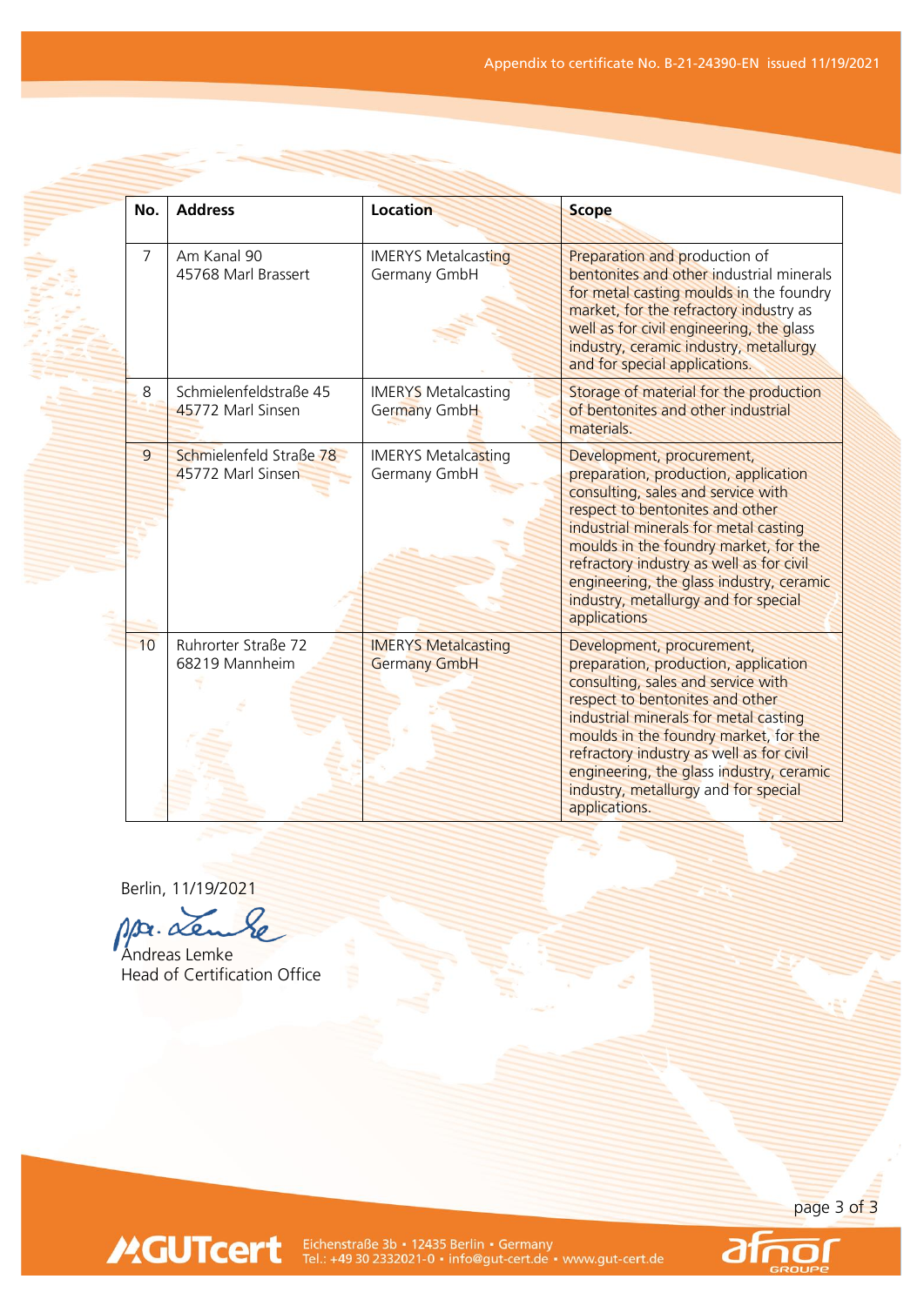| No. | Address | Location | Scope |
|---|---|---|---|
| 7 | Am Kanal 90<br>45768 Marl Brassert | IMERYS Metalcasting Germany GmbH | Preparation and production of bentonites and other industrial minerals for metal casting moulds in the foundry market, for the refractory industry as well as for civil engineering, the glass industry, ceramic industry, metallurgy and for special applications. |
| 8 | Schmielenfeldstraße 45<br>45772 Marl Sinsen | IMERYS Metalcasting Germany GmbH | Storage of material for the production of bentonites and other industrial materials. |
| 9 | Schmielenfeld Straße 78<br>45772 Marl Sinsen | IMERYS Metalcasting Germany GmbH | Development, procurement, preparation, production, application consulting, sales and service with respect to bentonites and other industrial minerals for metal casting moulds in the foundry market, for the refractory industry as well as for civil engineering, the glass industry, ceramic industry, metallurgy and for special applications |
| 10 | Ruhrorter Straße 72<br>68219 Mannheim | IMERYS Metalcasting Germany GmbH | Development, procurement, preparation, production, application consulting, sales and service with respect to bentonites and other industrial minerals for metal casting moulds in the foundry market, for the refractory industry as well as for civil engineering, the glass industry, ceramic industry, metallurgy and for special applications. |

Berlin, 11/19/2021

Andreas Lemke
Head of Certification Office

GUTcert Eichenstraße 3b • 12435 Berlin • Germany
Tel.: +49 30 2332021-0 • info@gut-cert.de • www.gut-cert.de